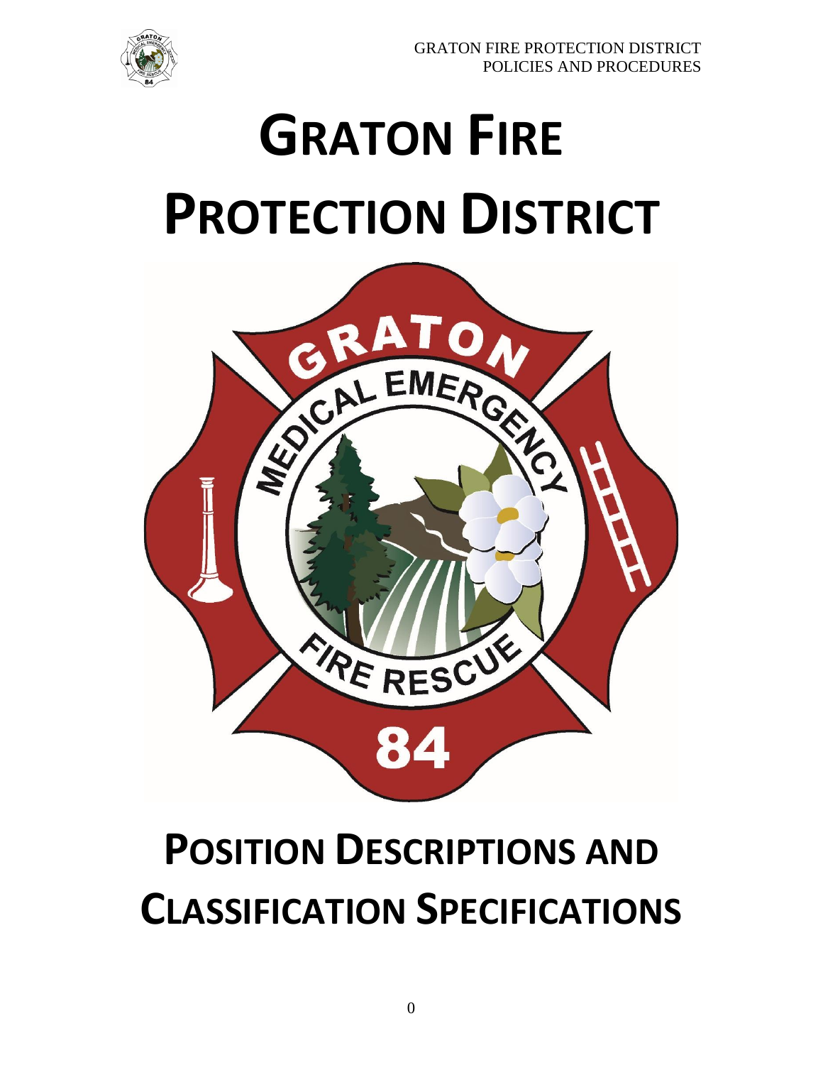# GRATON FIRE PROTECTION DISTRICT

# POSITION DESCRIPTIONS AND CLASSIFICATION SPECIFICATIONS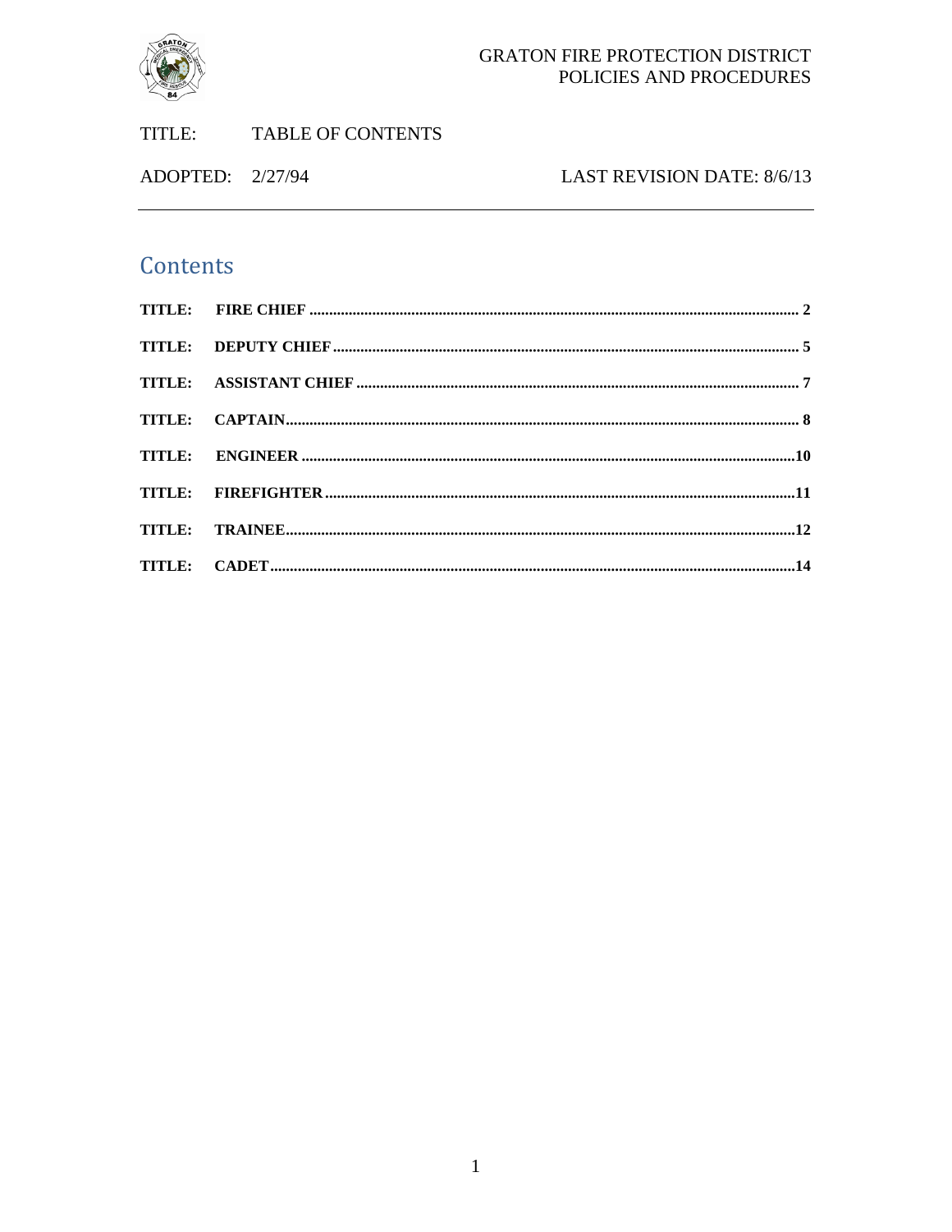GRATON FIRE PROTECTION DISTRICT
POLICIES AND PROCEDURES

TITLE: TABLE OF CONTENTS

ADOPTED: 2/27/94 LAST REVISION DATE: 8/6/13

---

## Contents

**TITLE: FIRE CHIEF** .......... **2**

**TITLE: DEPUTY CHIEF** .......... **5**

**TITLE: ASSISTANT CHIEF** .......... **7**

**TITLE: CAPTAIN** .......... **8**

**TITLE: ENGINEER** .......... **10**

**TITLE: FIREFIGHTER** .......... **11**

**TITLE: TRAINEE** .......... **12**

**TITLE: CADET** .......... **14**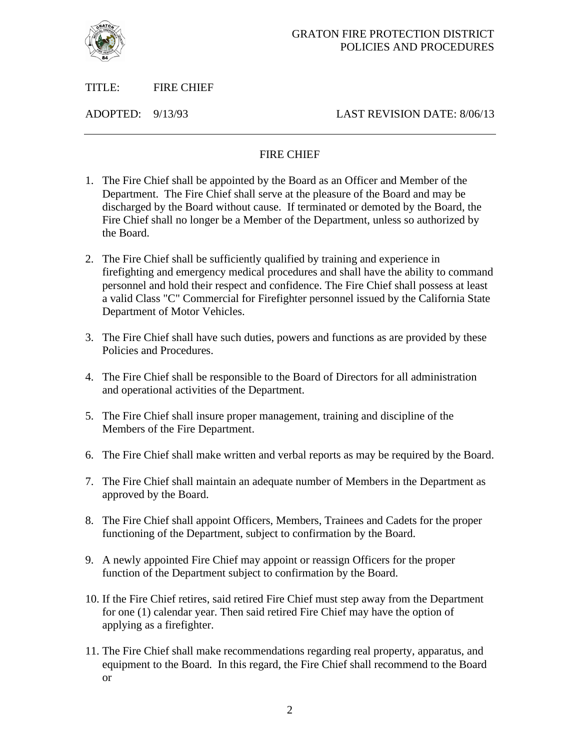GRATON FIRE PROTECTION DISTRICT
POLICIES AND PROCEDURES

TITLE: FIRE CHIEF

ADOPTED: 9/13/93 LAST REVISION DATE: 8/06/13

---

## FIRE CHIEF

1. The Fire Chief shall be appointed by the Board as an Officer and Member of the Department. The Fire Chief shall serve at the pleasure of the Board and may be discharged by the Board without cause. If terminated or demoted by the Board, the Fire Chief shall no longer be a Member of the Department, unless so authorized by the Board.

2. The Fire Chief shall be sufficiently qualified by training and experience in firefighting and emergency medical procedures and shall have the ability to command personnel and hold their respect and confidence. The Fire Chief shall possess at least a valid Class "C" Commercial for Firefighter personnel issued by the California State Department of Motor Vehicles.

3. The Fire Chief shall have such duties, powers and functions as are provided by these Policies and Procedures.

4. The Fire Chief shall be responsible to the Board of Directors for all administration and operational activities of the Department.

5. The Fire Chief shall insure proper management, training and discipline of the Members of the Fire Department.

6. The Fire Chief shall make written and verbal reports as may be required by the Board.

7. The Fire Chief shall maintain an adequate number of Members in the Department as approved by the Board.

8. The Fire Chief shall appoint Officers, Members, Trainees and Cadets for the proper functioning of the Department, subject to confirmation by the Board.

9. A newly appointed Fire Chief may appoint or reassign Officers for the proper function of the Department subject to confirmation by the Board.

10. If the Fire Chief retires, said retired Fire Chief must step away from the Department for one (1) calendar year. Then said retired Fire Chief may have the option of applying as a firefighter.

11. The Fire Chief shall make recommendations regarding real property, apparatus, and equipment to the Board. In this regard, the Fire Chief shall recommend to the Board or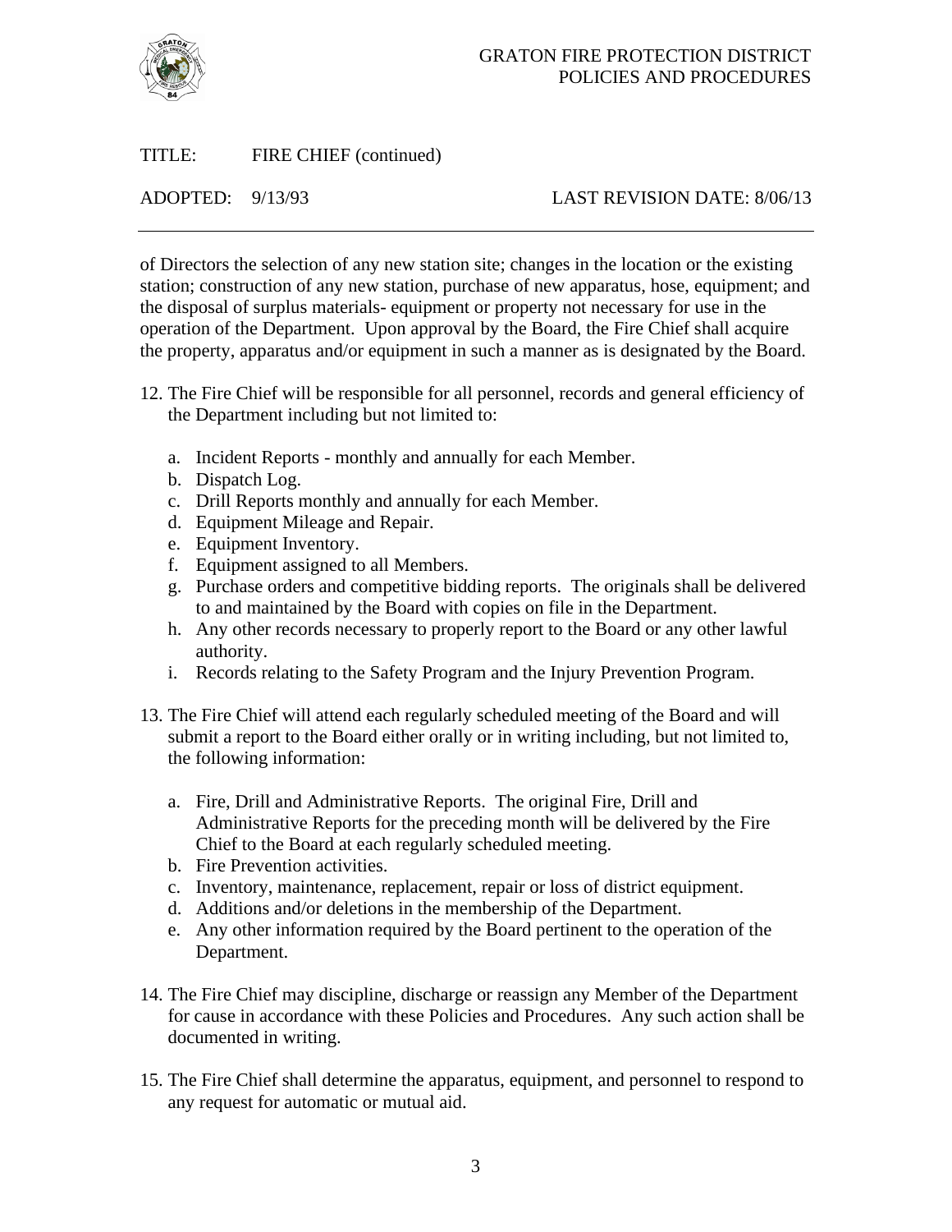of Directors the selection of any new station site; changes in the location or the existing station; construction of any new station, purchase of new apparatus, hose, equipment; and the disposal of surplus materials- equipment or property not necessary for use in the operation of the Department. Upon approval by the Board, the Fire Chief shall acquire the property, apparatus and/or equipment in such a manner as is designated by the Board.

12. The Fire Chief will be responsible for all personnel, records and general efficiency of the Department including but not limited to:

    a. Incident Reports - monthly and annually for each Member.
    b. Dispatch Log.
    c. Drill Reports monthly and annually for each Member.
    d. Equipment Mileage and Repair.
    e. Equipment Inventory.
    f. Equipment assigned to all Members.
    g. Purchase orders and competitive bidding reports. The originals shall be delivered to and maintained by the Board with copies on file in the Department.
    h. Any other records necessary to properly report to the Board or any other lawful authority.
    i. Records relating to the Safety Program and the Injury Prevention Program.

13. The Fire Chief will attend each regularly scheduled meeting of the Board and will submit a report to the Board either orally or in writing including, but not limited to, the following information:

    a. Fire, Drill and Administrative Reports. The original Fire, Drill and Administrative Reports for the preceding month will be delivered by the Fire Chief to the Board at each regularly scheduled meeting.
    b. Fire Prevention activities.
    c. Inventory, maintenance, replacement, repair or loss of district equipment.
    d. Additions and/or deletions in the membership of the Department.
    e. Any other information required by the Board pertinent to the operation of the Department.

14. The Fire Chief may discipline, discharge or reassign any Member of the Department for cause in accordance with these Policies and Procedures. Any such action shall be documented in writing.

15. The Fire Chief shall determine the apparatus, equipment, and personnel to respond to any request for automatic or mutual aid.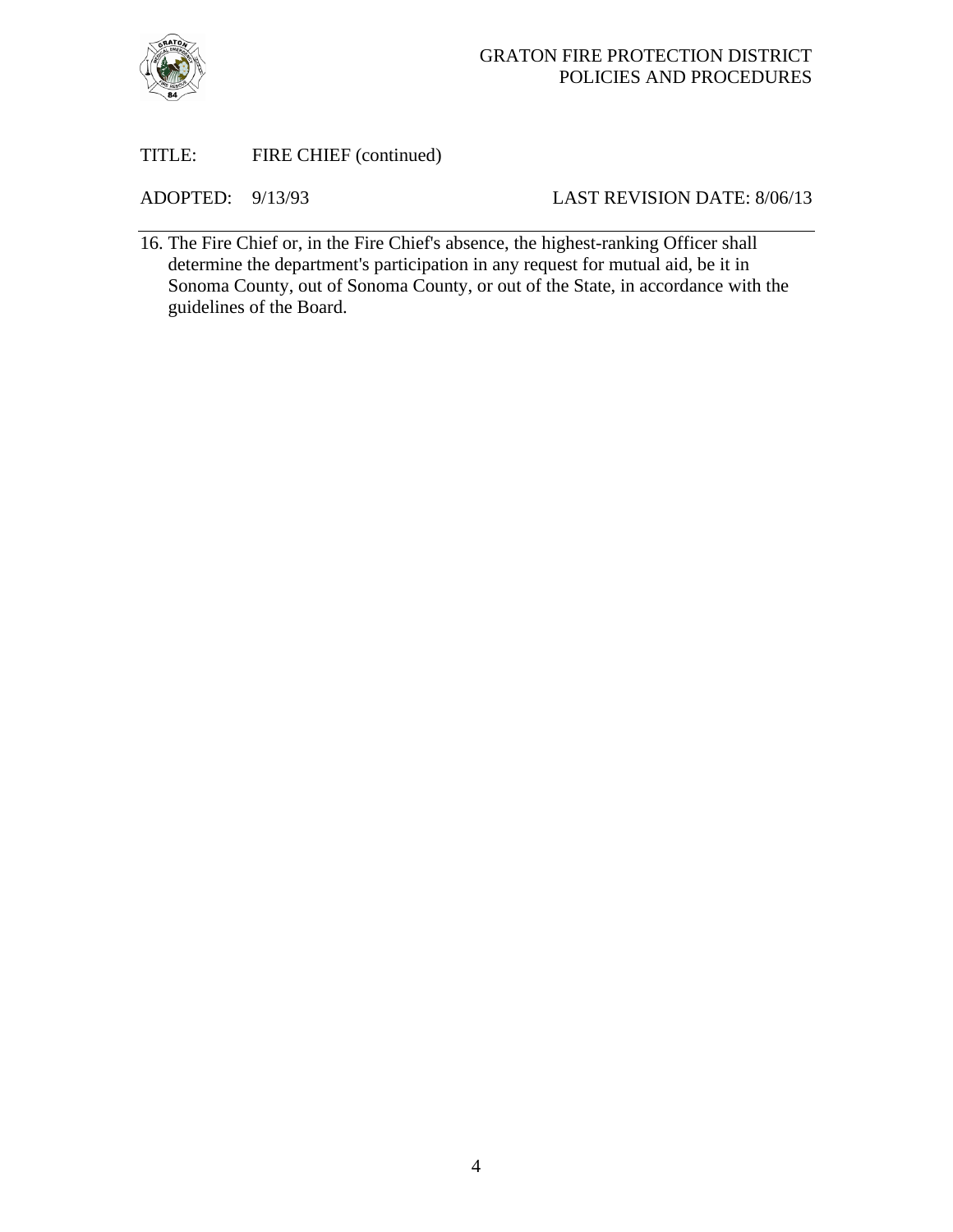TITLE: FIRE CHIEF (continued)

ADOPTED: 9/13/93 LAST REVISION DATE: 8/06/13

16. The Fire Chief or, in the Fire Chief's absence, the highest-ranking Officer shall determine the department's participation in any request for mutual aid, be it in Sonoma County, out of Sonoma County, or out of the State, in accordance with the guidelines of the Board.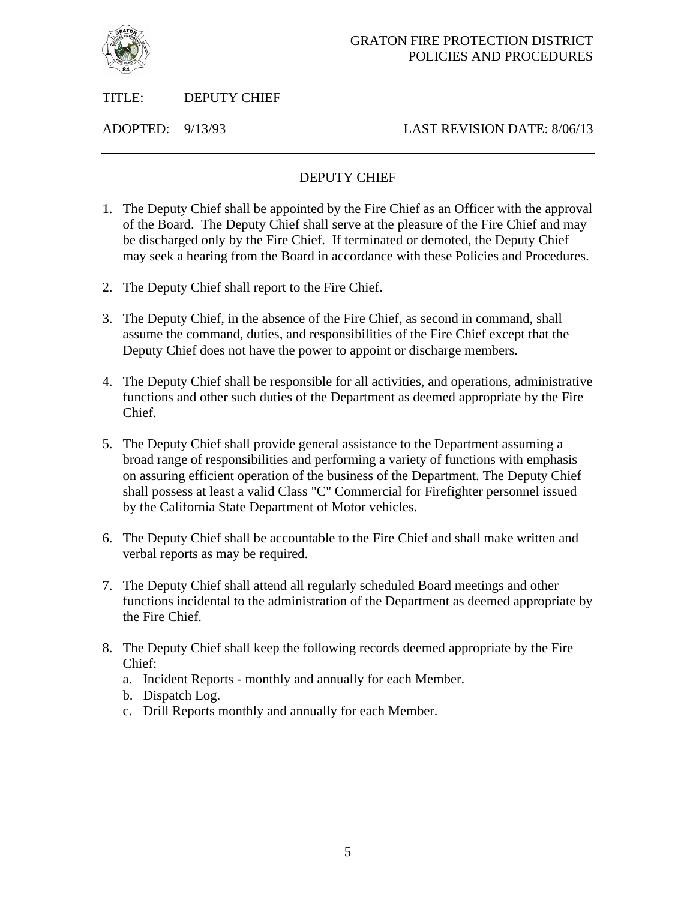GRATON FIRE PROTECTION DISTRICT
POLICIES AND PROCEDURES

TITLE: DEPUTY CHIEF

ADOPTED: 9/13/93 LAST REVISION DATE: 8/06/13

---

## DEPUTY CHIEF

1. The Deputy Chief shall be appointed by the Fire Chief as an Officer with the approval of the Board. The Deputy Chief shall serve at the pleasure of the Fire Chief and may be discharged only by the Fire Chief. If terminated or demoted, the Deputy Chief may seek a hearing from the Board in accordance with these Policies and Procedures.

2. The Deputy Chief shall report to the Fire Chief.

3. The Deputy Chief, in the absence of the Fire Chief, as second in command, shall assume the command, duties, and responsibilities of the Fire Chief except that the Deputy Chief does not have the power to appoint or discharge members.

4. The Deputy Chief shall be responsible for all activities, and operations, administrative functions and other such duties of the Department as deemed appropriate by the Fire Chief.

5. The Deputy Chief shall provide general assistance to the Department assuming a broad range of responsibilities and performing a variety of functions with emphasis on assuring efficient operation of the business of the Department. The Deputy Chief shall possess at least a valid Class "C" Commercial for Firefighter personnel issued by the California State Department of Motor vehicles.

6. The Deputy Chief shall be accountable to the Fire Chief and shall make written and verbal reports as may be required.

7. The Deputy Chief shall attend all regularly scheduled Board meetings and other functions incidental to the administration of the Department as deemed appropriate by the Fire Chief.

8. The Deputy Chief shall keep the following records deemed appropriate by the Fire Chief:
   a. Incident Reports - monthly and annually for each Member.
   b. Dispatch Log.
   c. Drill Reports monthly and annually for each Member.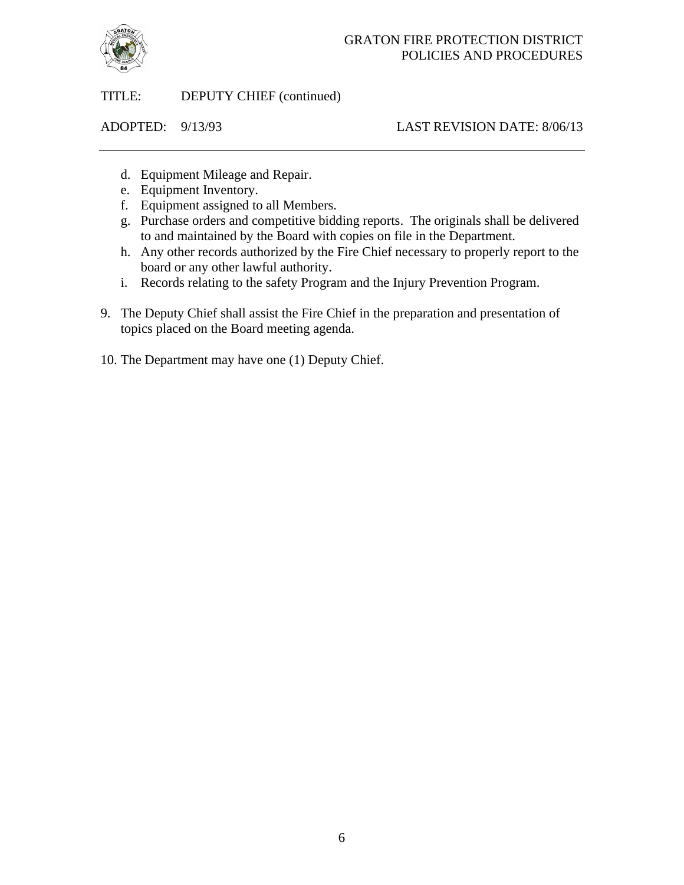TITLE: DEPUTY CHIEF (continued)

ADOPTED: 9/13/93 LAST REVISION DATE: 8/06/13

---

   d. Equipment Mileage and Repair.
   e. Equipment Inventory.
   f. Equipment assigned to all Members.
   g. Purchase orders and competitive bidding reports. The originals shall be delivered to and maintained by the Board with copies on file in the Department.
   h. Any other records authorized by the Fire Chief necessary to properly report to the board or any other lawful authority.
   i. Records relating to the safety Program and the Injury Prevention Program.

9. The Deputy Chief shall assist the Fire Chief in the preparation and presentation of topics placed on the Board meeting agenda.

10. The Department may have one (1) Deputy Chief.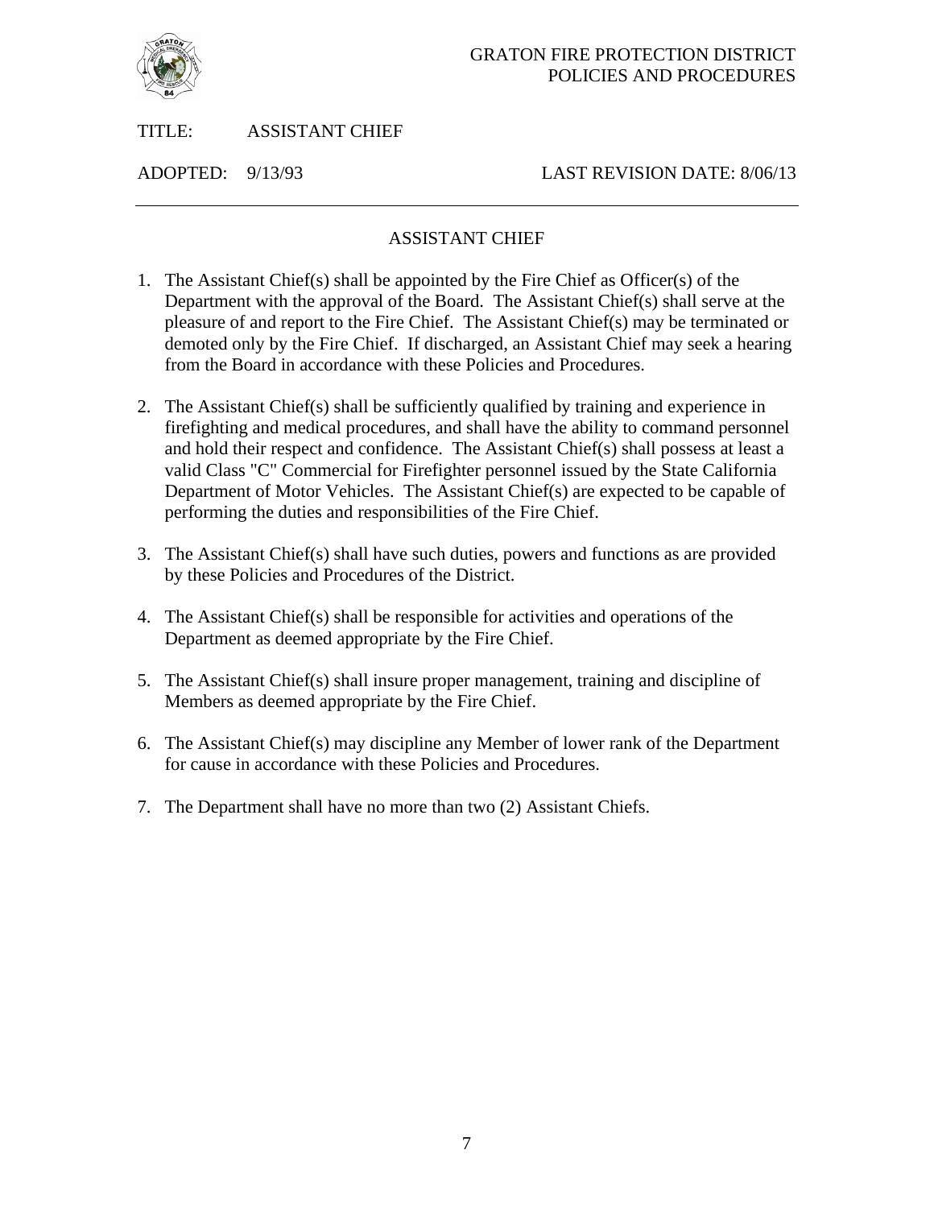GRATON FIRE PROTECTION DISTRICT
POLICIES AND PROCEDURES

TITLE: ASSISTANT CHIEF

ADOPTED: 9/13/93 LAST REVISION DATE: 8/06/13

---

## ASSISTANT CHIEF

1. The Assistant Chief(s) shall be appointed by the Fire Chief as Officer(s) of the Department with the approval of the Board. The Assistant Chief(s) shall serve at the pleasure of and report to the Fire Chief. The Assistant Chief(s) may be terminated or demoted only by the Fire Chief. If discharged, an Assistant Chief may seek a hearing from the Board in accordance with these Policies and Procedures.

2. The Assistant Chief(s) shall be sufficiently qualified by training and experience in firefighting and medical procedures, and shall have the ability to command personnel and hold their respect and confidence. The Assistant Chief(s) shall possess at least a valid Class "C" Commercial for Firefighter personnel issued by the State California Department of Motor Vehicles. The Assistant Chief(s) are expected to be capable of performing the duties and responsibilities of the Fire Chief.

3. The Assistant Chief(s) shall have such duties, powers and functions as are provided by these Policies and Procedures of the District.

4. The Assistant Chief(s) shall be responsible for activities and operations of the Department as deemed appropriate by the Fire Chief.

5. The Assistant Chief(s) shall insure proper management, training and discipline of Members as deemed appropriate by the Fire Chief.

6. The Assistant Chief(s) may discipline any Member of lower rank of the Department for cause in accordance with these Policies and Procedures.

7. The Department shall have no more than two (2) Assistant Chiefs.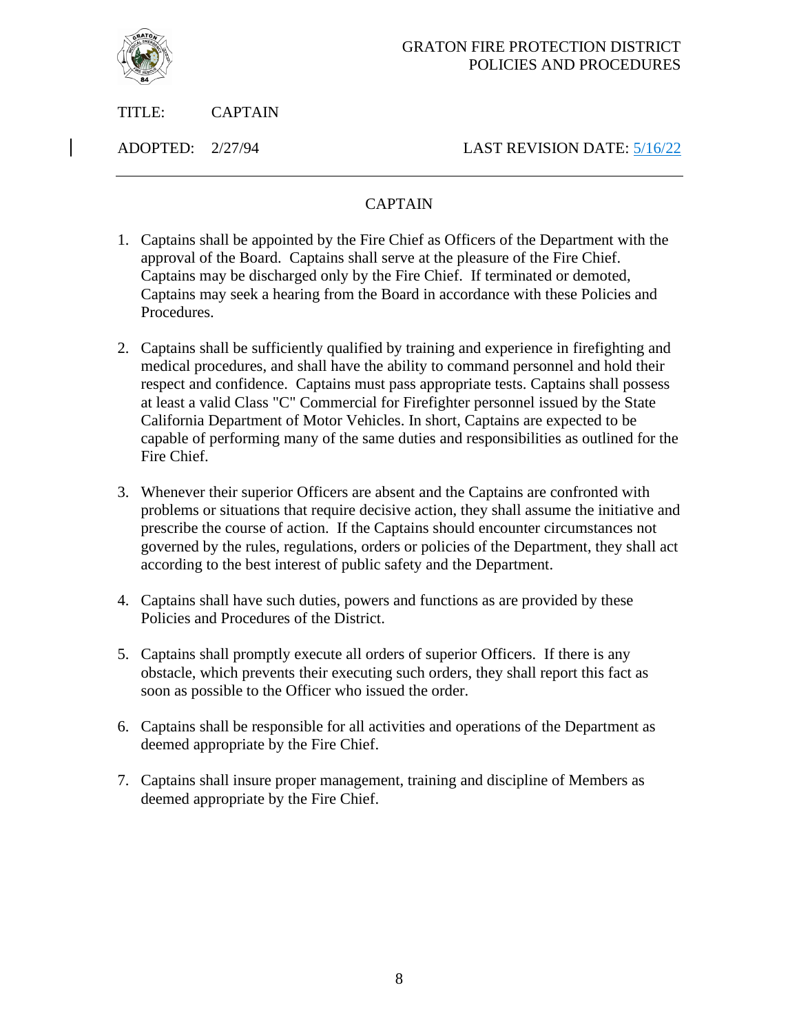GRATON FIRE PROTECTION DISTRICT
POLICIES AND PROCEDURES

TITLE: CAPTAIN

ADOPTED: 2/27/94 LAST REVISION DATE: 5/16/22

---

## CAPTAIN

1. Captains shall be appointed by the Fire Chief as Officers of the Department with the approval of the Board. Captains shall serve at the pleasure of the Fire Chief. Captains may be discharged only by the Fire Chief. If terminated or demoted, Captains may seek a hearing from the Board in accordance with these Policies and Procedures.

2. Captains shall be sufficiently qualified by training and experience in firefighting and medical procedures, and shall have the ability to command personnel and hold their respect and confidence. Captains must pass appropriate tests. Captains shall possess at least a valid Class "C" Commercial for Firefighter personnel issued by the State California Department of Motor Vehicles. In short, Captains are expected to be capable of performing many of the same duties and responsibilities as outlined for the Fire Chief.

3. Whenever their superior Officers are absent and the Captains are confronted with problems or situations that require decisive action, they shall assume the initiative and prescribe the course of action. If the Captains should encounter circumstances not governed by the rules, regulations, orders or policies of the Department, they shall act according to the best interest of public safety and the Department.

4. Captains shall have such duties, powers and functions as are provided by these Policies and Procedures of the District.

5. Captains shall promptly execute all orders of superior Officers. If there is any obstacle, which prevents their executing such orders, they shall report this fact as soon as possible to the Officer who issued the order.

6. Captains shall be responsible for all activities and operations of the Department as deemed appropriate by the Fire Chief.

7. Captains shall insure proper management, training and discipline of Members as deemed appropriate by the Fire Chief.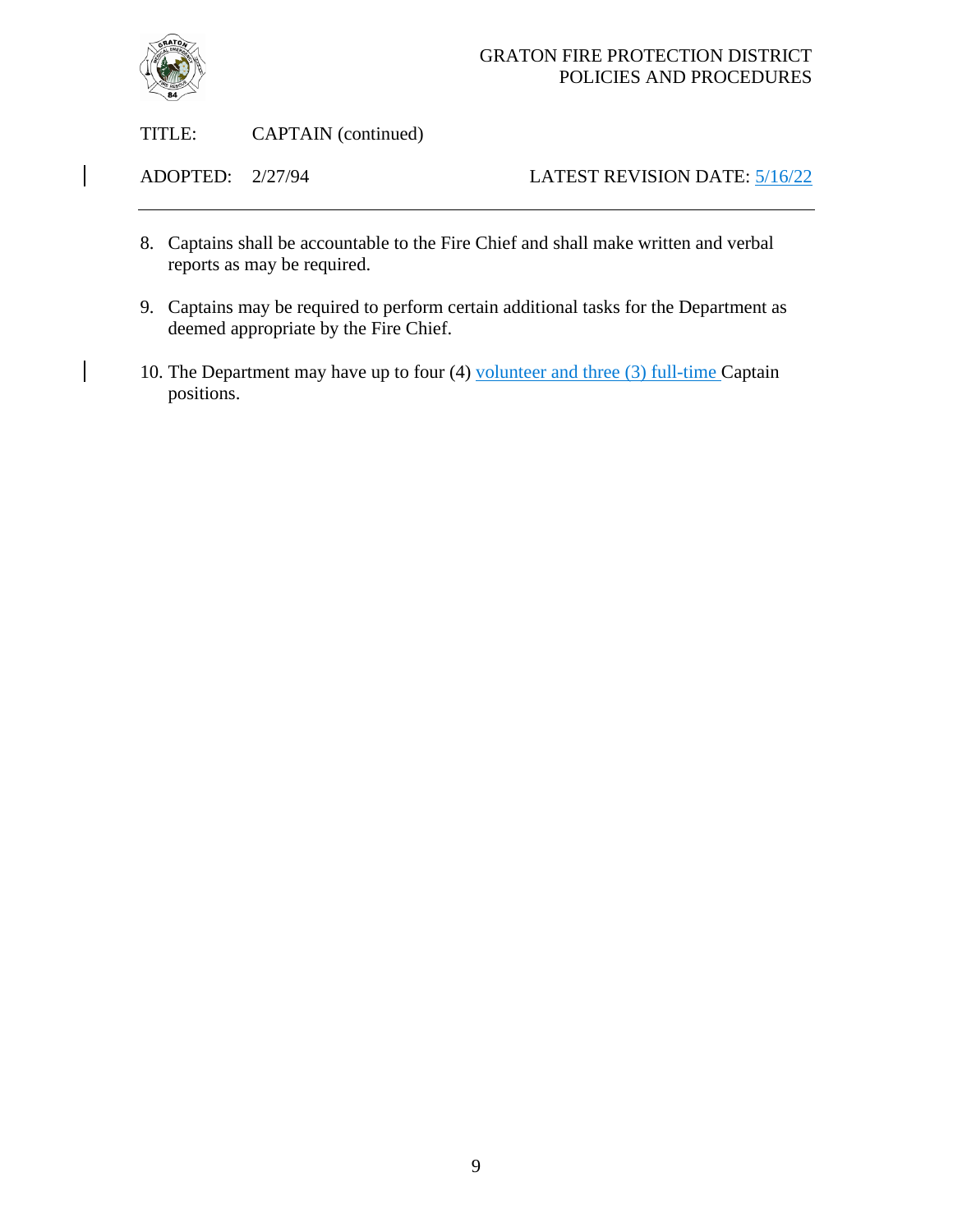TITLE: CAPTAIN (continued)

ADOPTED: 2/27/94 LATEST REVISION DATE: 5/16/22

8. Captains shall be accountable to the Fire Chief and shall make written and verbal reports as may be required.

9. Captains may be required to perform certain additional tasks for the Department as deemed appropriate by the Fire Chief.

10. The Department may have up to four (4) volunteer and three (3) full-time Captain positions.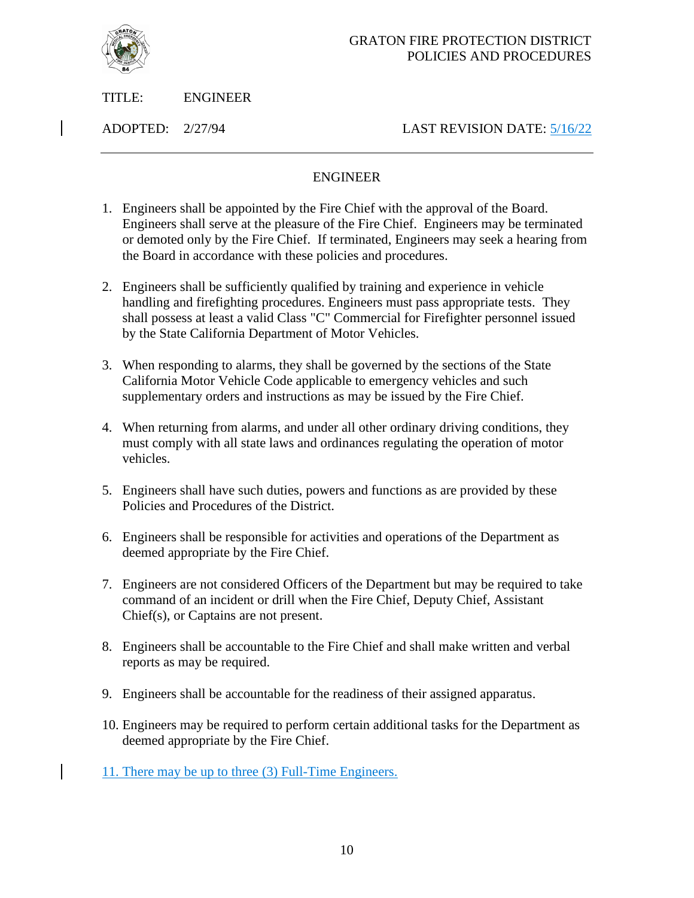GRATON FIRE PROTECTION DISTRICT
POLICIES AND PROCEDURES

TITLE: ENGINEER

ADOPTED: 2/27/94 LAST REVISION DATE: 5/16/22

---

## ENGINEER

1. Engineers shall be appointed by the Fire Chief with the approval of the Board. Engineers shall serve at the pleasure of the Fire Chief. Engineers may be terminated or demoted only by the Fire Chief. If terminated, Engineers may seek a hearing from the Board in accordance with these policies and procedures.

2. Engineers shall be sufficiently qualified by training and experience in vehicle handling and firefighting procedures. Engineers must pass appropriate tests. They shall possess at least a valid Class "C" Commercial for Firefighter personnel issued by the State California Department of Motor Vehicles.

3. When responding to alarms, they shall be governed by the sections of the State California Motor Vehicle Code applicable to emergency vehicles and such supplementary orders and instructions as may be issued by the Fire Chief.

4. When returning from alarms, and under all other ordinary driving conditions, they must comply with all state laws and ordinances regulating the operation of motor vehicles.

5. Engineers shall have such duties, powers and functions as are provided by these Policies and Procedures of the District.

6. Engineers shall be responsible for activities and operations of the Department as deemed appropriate by the Fire Chief.

7. Engineers are not considered Officers of the Department but may be required to take command of an incident or drill when the Fire Chief, Deputy Chief, Assistant Chief(s), or Captains are not present.

8. Engineers shall be accountable to the Fire Chief and shall make written and verbal reports as may be required.

9. Engineers shall be accountable for the readiness of their assigned apparatus.

10. Engineers may be required to perform certain additional tasks for the Department as deemed appropriate by the Fire Chief.

11. There may be up to three (3) Full-Time Engineers.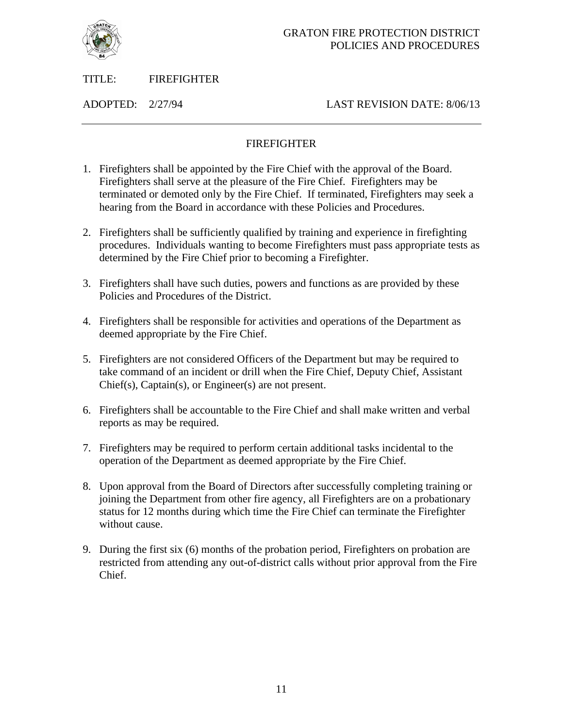GRATON FIRE PROTECTION DISTRICT
POLICIES AND PROCEDURES

TITLE: FIREFIGHTER

ADOPTED: 2/27/94 LAST REVISION DATE: 8/06/13

---

## FIREFIGHTER

1. Firefighters shall be appointed by the Fire Chief with the approval of the Board. Firefighters shall serve at the pleasure of the Fire Chief. Firefighters may be terminated or demoted only by the Fire Chief. If terminated, Firefighters may seek a hearing from the Board in accordance with these Policies and Procedures.

2. Firefighters shall be sufficiently qualified by training and experience in firefighting procedures. Individuals wanting to become Firefighters must pass appropriate tests as determined by the Fire Chief prior to becoming a Firefighter.

3. Firefighters shall have such duties, powers and functions as are provided by these Policies and Procedures of the District.

4. Firefighters shall be responsible for activities and operations of the Department as deemed appropriate by the Fire Chief.

5. Firefighters are not considered Officers of the Department but may be required to take command of an incident or drill when the Fire Chief, Deputy Chief, Assistant Chief(s), Captain(s), or Engineer(s) are not present.

6. Firefighters shall be accountable to the Fire Chief and shall make written and verbal reports as may be required.

7. Firefighters may be required to perform certain additional tasks incidental to the operation of the Department as deemed appropriate by the Fire Chief.

8. Upon approval from the Board of Directors after successfully completing training or joining the Department from other fire agency, all Firefighters are on a probationary status for 12 months during which time the Fire Chief can terminate the Firefighter without cause.

9. During the first six (6) months of the probation period, Firefighters on probation are restricted from attending any out-of-district calls without prior approval from the Fire Chief.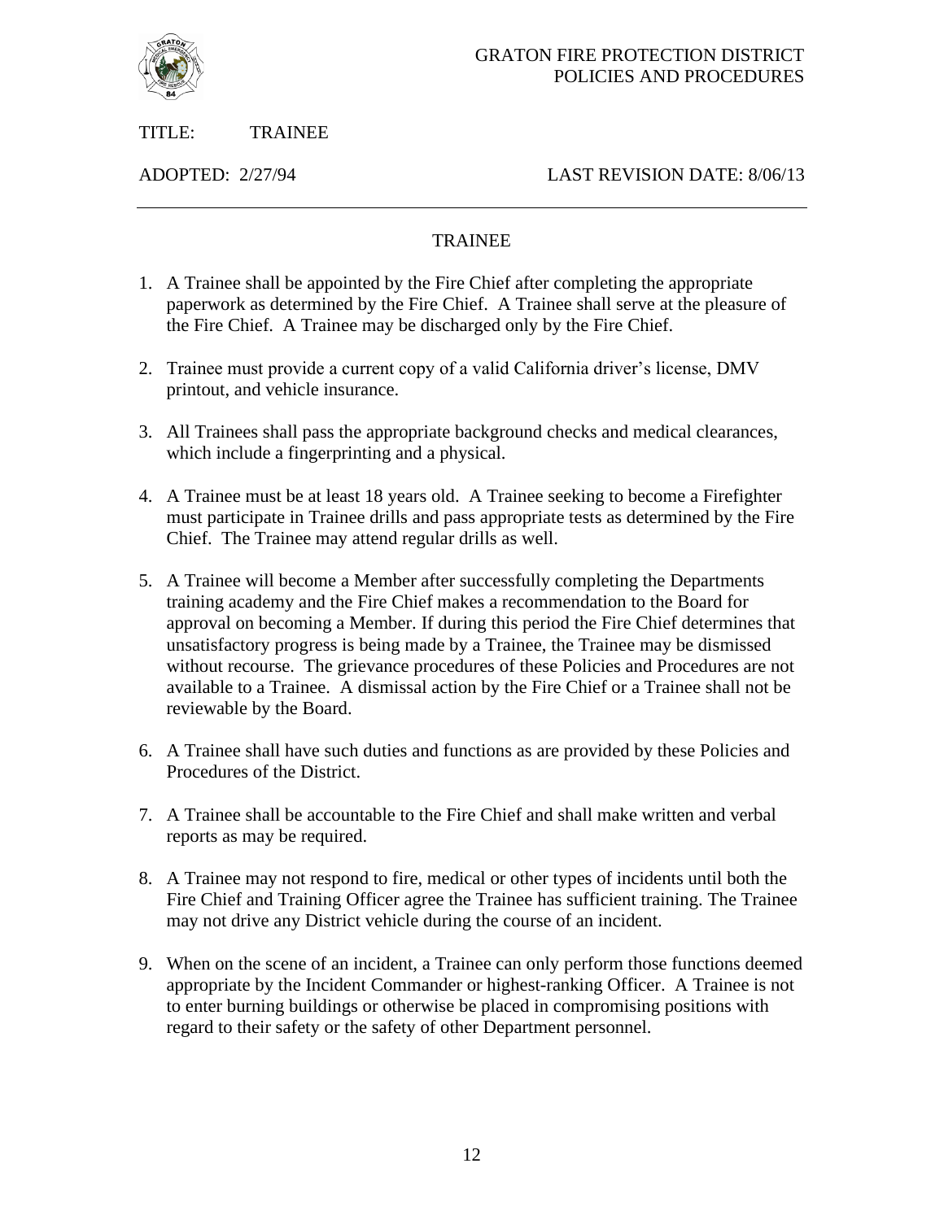GRATON FIRE PROTECTION DISTRICT
POLICIES AND PROCEDURES

TITLE: TRAINEE

ADOPTED: 2/27/94 LAST REVISION DATE: 8/06/13

---

## TRAINEE

1. A Trainee shall be appointed by the Fire Chief after completing the appropriate paperwork as determined by the Fire Chief. A Trainee shall serve at the pleasure of the Fire Chief. A Trainee may be discharged only by the Fire Chief.

2. Trainee must provide a current copy of a valid California driver's license, DMV printout, and vehicle insurance.

3. All Trainees shall pass the appropriate background checks and medical clearances, which include a fingerprinting and a physical.

4. A Trainee must be at least 18 years old. A Trainee seeking to become a Firefighter must participate in Trainee drills and pass appropriate tests as determined by the Fire Chief. The Trainee may attend regular drills as well.

5. A Trainee will become a Member after successfully completing the Departments training academy and the Fire Chief makes a recommendation to the Board for approval on becoming a Member. If during this period the Fire Chief determines that unsatisfactory progress is being made by a Trainee, the Trainee may be dismissed without recourse. The grievance procedures of these Policies and Procedures are not available to a Trainee. A dismissal action by the Fire Chief or a Trainee shall not be reviewable by the Board.

6. A Trainee shall have such duties and functions as are provided by these Policies and Procedures of the District.

7. A Trainee shall be accountable to the Fire Chief and shall make written and verbal reports as may be required.

8. A Trainee may not respond to fire, medical or other types of incidents until both the Fire Chief and Training Officer agree the Trainee has sufficient training. The Trainee may not drive any District vehicle during the course of an incident.

9. When on the scene of an incident, a Trainee can only perform those functions deemed appropriate by the Incident Commander or highest-ranking Officer. A Trainee is not to enter burning buildings or otherwise be placed in compromising positions with regard to their safety or the safety of other Department personnel.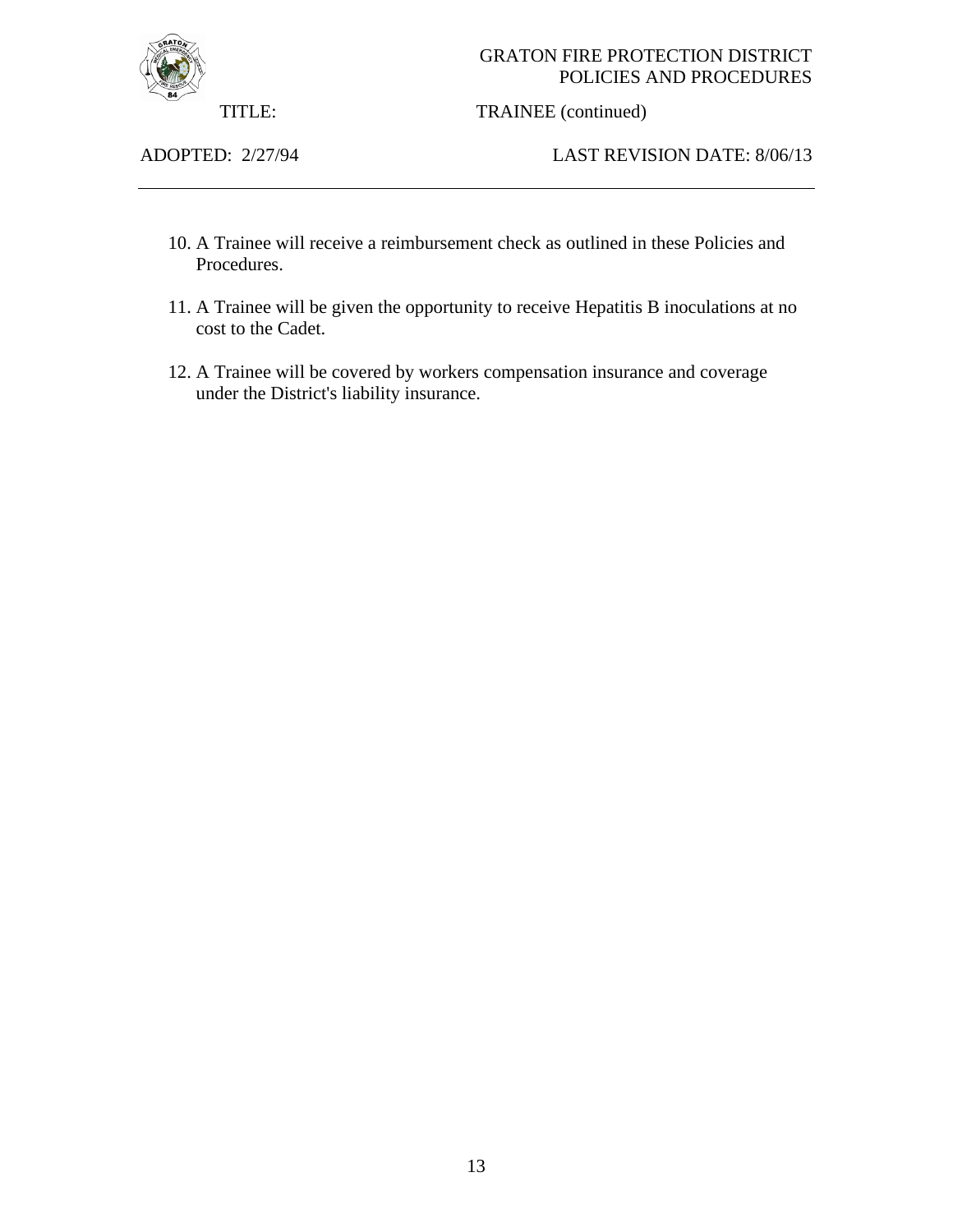10. A Trainee will receive a reimbursement check as outlined in these Policies and Procedures.

11. A Trainee will be given the opportunity to receive Hepatitis B inoculations at no cost to the Cadet.

12. A Trainee will be covered by workers compensation insurance and coverage under the District's liability insurance.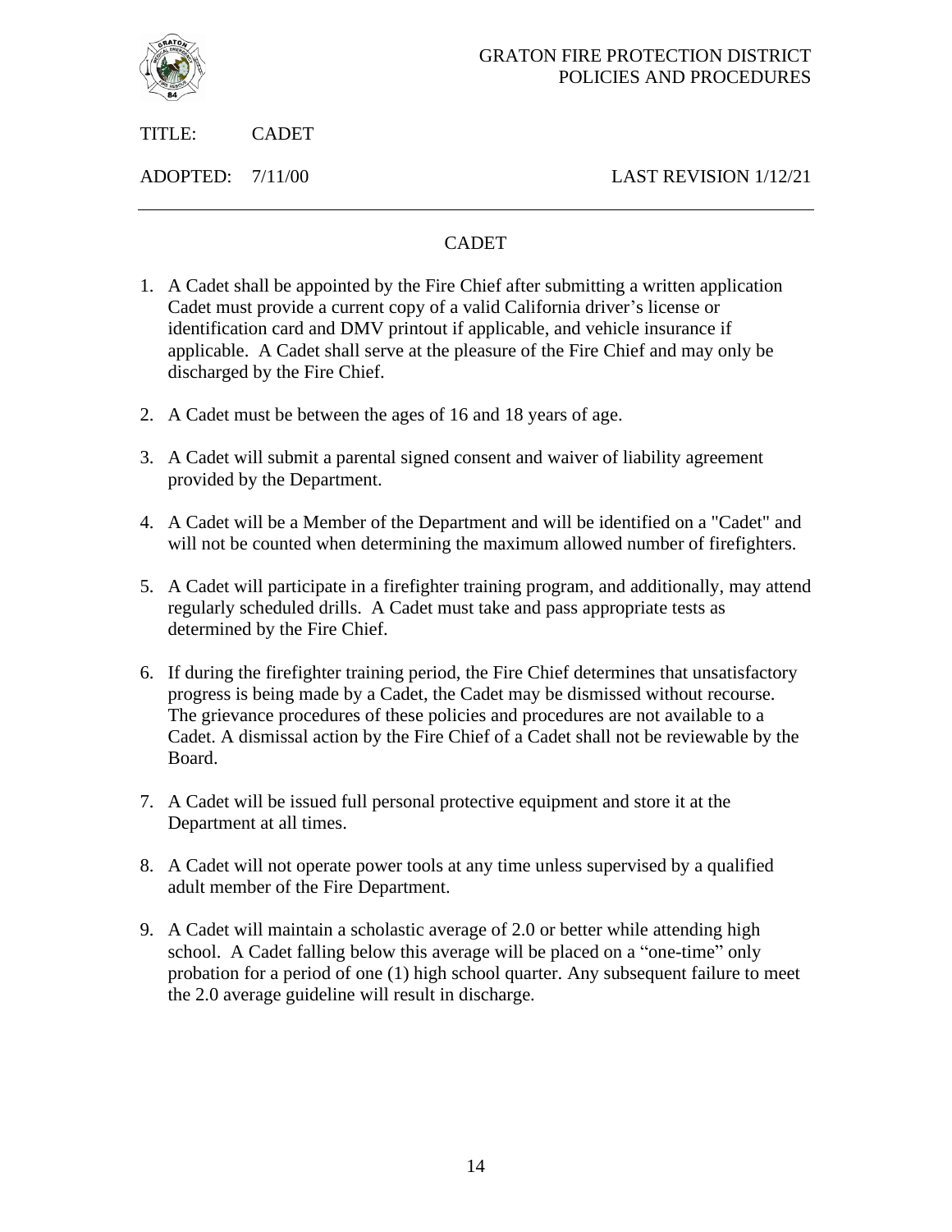GRATON FIRE PROTECTION DISTRICT
POLICIES AND PROCEDURES

TITLE: CADET

ADOPTED: 7/11/00 LAST REVISION 1/12/21

---

# CADET

1. A Cadet shall be appointed by the Fire Chief after submitting a written application Cadet must provide a current copy of a valid California driver's license or identification card and DMV printout if applicable, and vehicle insurance if applicable. A Cadet shall serve at the pleasure of the Fire Chief and may only be discharged by the Fire Chief.

2. A Cadet must be between the ages of 16 and 18 years of age.

3. A Cadet will submit a parental signed consent and waiver of liability agreement provided by the Department.

4. A Cadet will be a Member of the Department and will be identified on a "Cadet" and will not be counted when determining the maximum allowed number of firefighters.

5. A Cadet will participate in a firefighter training program, and additionally, may attend regularly scheduled drills. A Cadet must take and pass appropriate tests as determined by the Fire Chief.

6. If during the firefighter training period, the Fire Chief determines that unsatisfactory progress is being made by a Cadet, the Cadet may be dismissed without recourse. The grievance procedures of these policies and procedures are not available to a Cadet. A dismissal action by the Fire Chief of a Cadet shall not be reviewable by the Board.

7. A Cadet will be issued full personal protective equipment and store it at the Department at all times.

8. A Cadet will not operate power tools at any time unless supervised by a qualified adult member of the Fire Department.

9. A Cadet will maintain a scholastic average of 2.0 or better while attending high school. A Cadet falling below this average will be placed on a "one-time" only probation for a period of one (1) high school quarter. Any subsequent failure to meet the 2.0 average guideline will result in discharge.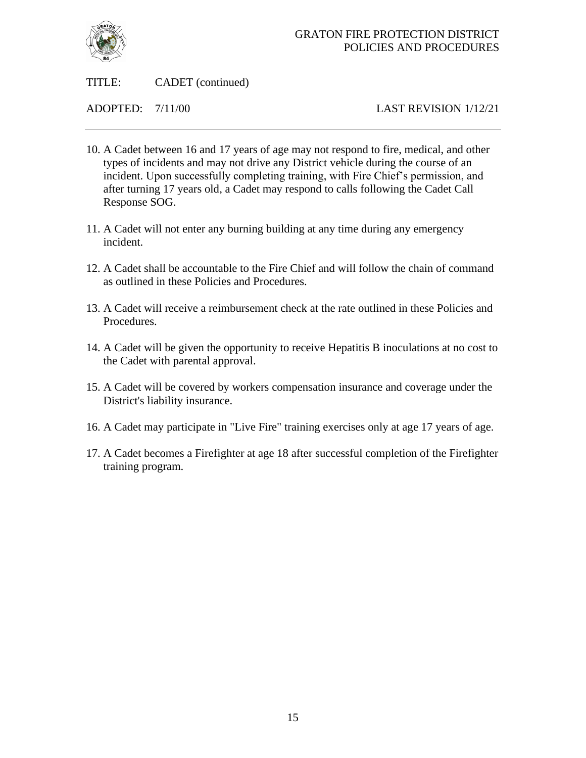TITLE: CADET (continued)

ADOPTED: 7/11/00 LAST REVISION 1/12/21

---

10. A Cadet between 16 and 17 years of age may not respond to fire, medical, and other types of incidents and may not drive any District vehicle during the course of an incident. Upon successfully completing training, with Fire Chief's permission, and after turning 17 years old, a Cadet may respond to calls following the Cadet Call Response SOG.

11. A Cadet will not enter any burning building at any time during any emergency incident.

12. A Cadet shall be accountable to the Fire Chief and will follow the chain of command as outlined in these Policies and Procedures.

13. A Cadet will receive a reimbursement check at the rate outlined in these Policies and Procedures.

14. A Cadet will be given the opportunity to receive Hepatitis B inoculations at no cost to the Cadet with parental approval.

15. A Cadet will be covered by workers compensation insurance and coverage under the District's liability insurance.

16. A Cadet may participate in "Live Fire" training exercises only at age 17 years of age.

17. A Cadet becomes a Firefighter at age 18 after successful completion of the Firefighter training program.